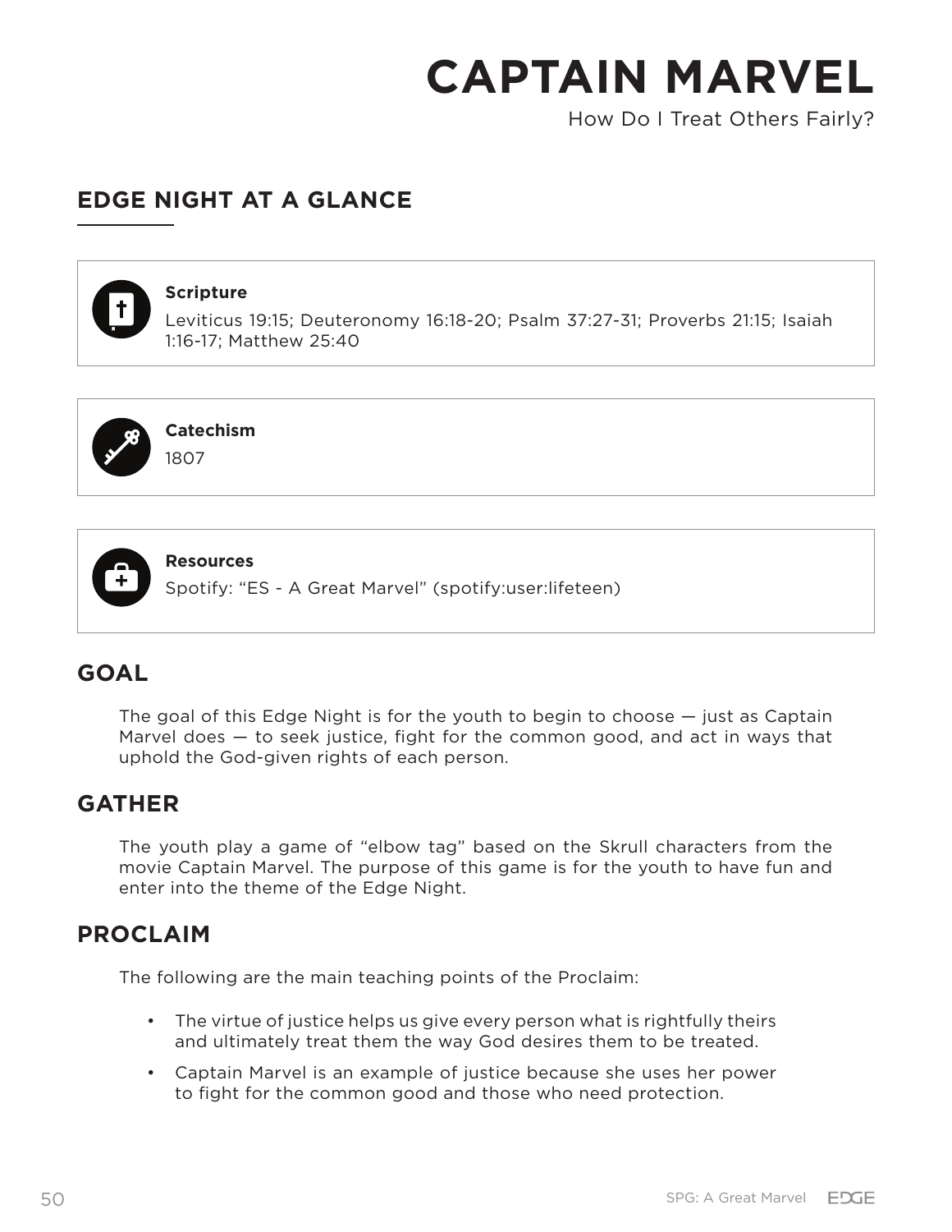# CAPTAIN MARVEL

How Do I Treat Others Fairly?

## EDGE NIGHT AT A GLANCE

**Scripture**
Leviticus 19:15; Deuteronomy 16:18-20; Psalm 37:27-31; Proverbs 21:15; Isaiah 1:16-17; Matthew 25:40

**Catechism**
1807

**Resources**
Spotify: "ES - A Great Marvel" (spotify:user:lifeteen)

## GOAL

The goal of this Edge Night is for the youth to begin to choose — just as Captain Marvel does — to seek justice, fight for the common good, and act in ways that uphold the God-given rights of each person.

## GATHER

The youth play a game of "elbow tag" based on the Skrull characters from the movie Captain Marvel. The purpose of this game is for the youth to have fun and enter into the theme of the Edge Night.

## PROCLAIM

The following are the main teaching points of the Proclaim:

- The virtue of justice helps us give every person what is rightfully theirs and ultimately treat them the way God desires them to be treated.
- Captain Marvel is an example of justice because she uses her power to fight for the common good and those who need protection.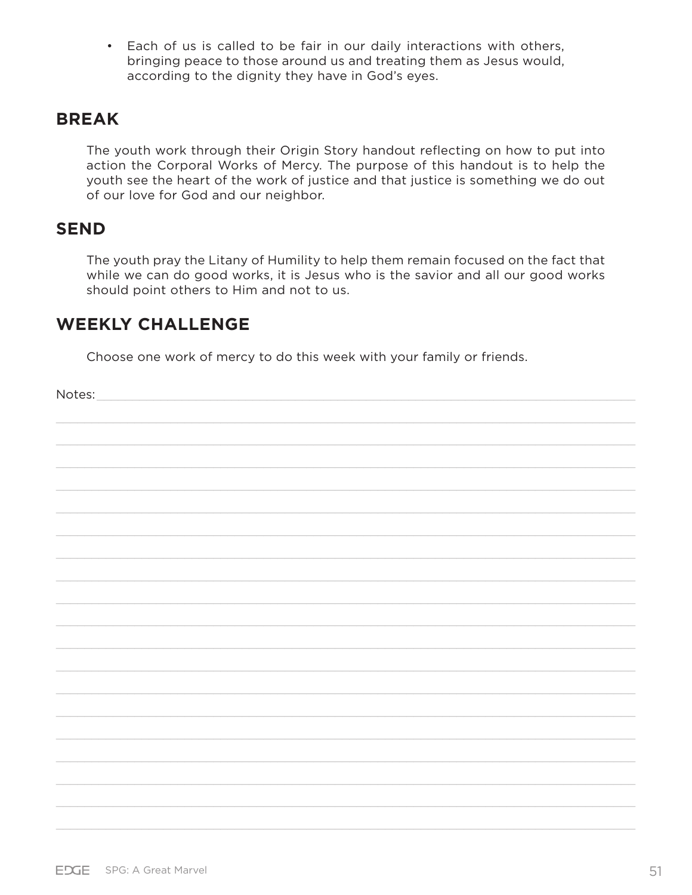- Each of us is called to be fair in our daily interactions with others, bringing peace to those around us and treating them as Jesus would, according to the dignity they have in God's eyes.

## BREAK

The youth work through their Origin Story handout reflecting on how to put into action the Corporal Works of Mercy. The purpose of this handout is to help the youth see the heart of the work of justice and that justice is something we do out of our love for God and our neighbor.

## SEND

The youth pray the Litany of Humility to help them remain focused on the fact that while we can do good works, it is Jesus who is the savior and all our good works should point others to Him and not to us.

## WEEKLY CHALLENGE

Choose one work of mercy to do this week with your family or friends.

Notes: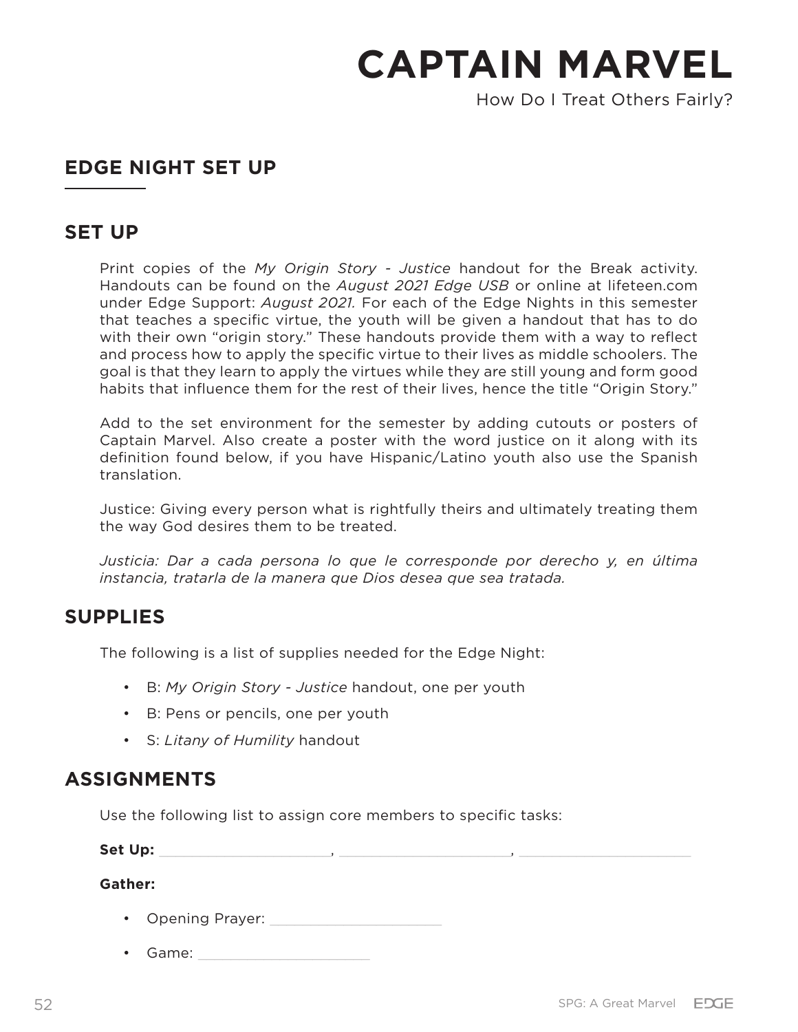# CAPTAIN MARVEL

How Do I Treat Others Fairly?

## EDGE NIGHT SET UP

## SET UP

Print copies of the *My Origin Story - Justice* handout for the Break activity. Handouts can be found on the *August 2021 Edge USB* or online at lifeteen.com under Edge Support: *August 2021.* For each of the Edge Nights in this semester that teaches a specific virtue, the youth will be given a handout that has to do with their own "origin story." These handouts provide them with a way to reflect and process how to apply the specific virtue to their lives as middle schoolers. The goal is that they learn to apply the virtues while they are still young and form good habits that influence them for the rest of their lives, hence the title "Origin Story."

Add to the set environment for the semester by adding cutouts or posters of Captain Marvel. Also create a poster with the word justice on it along with its definition found below, if you have Hispanic/Latino youth also use the Spanish translation.

Justice: Giving every person what is rightfully theirs and ultimately treating them the way God desires them to be treated.

*Justicia: Dar a cada persona lo que le corresponde por derecho y, en última instancia, tratarla de la manera que Dios desea que sea tratada.*

## SUPPLIES

The following is a list of supplies needed for the Edge Night:

- B: *My Origin Story - Justice* handout, one per youth
- B: Pens or pencils, one per youth
- S: *Litany of Humility* handout

## ASSIGNMENTS

Use the following list to assign core members to specific tasks:

**Set Up:** ____________________, ____________________, ____________________

**Gather:**

- Opening Prayer: ____________________
- Game: ____________________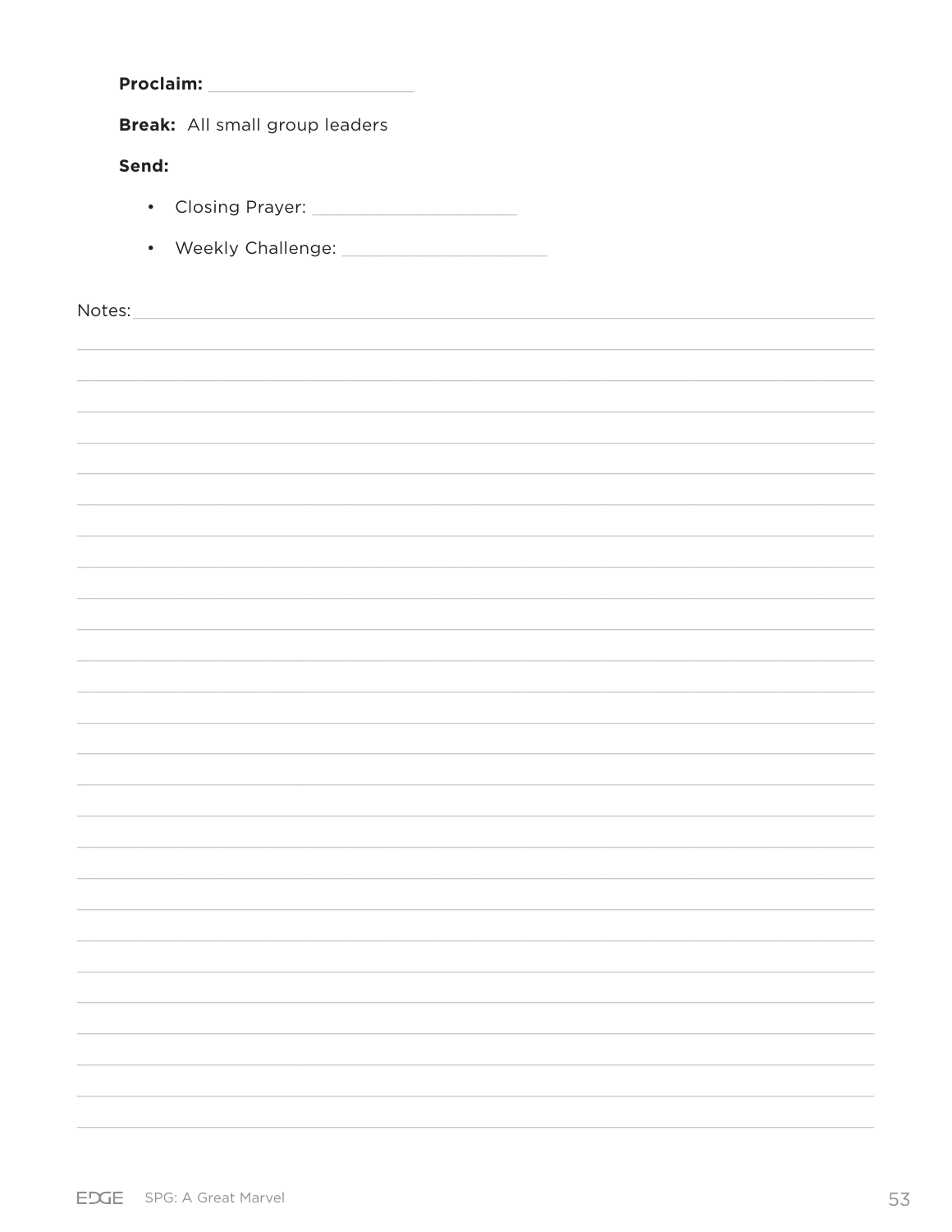**Proclaim:** ____________________

**Break:** All small group leaders

**Send:**

- Closing Prayer: ____________________
- Weekly Challenge: ____________________

Notes: ______________________________________________________________________________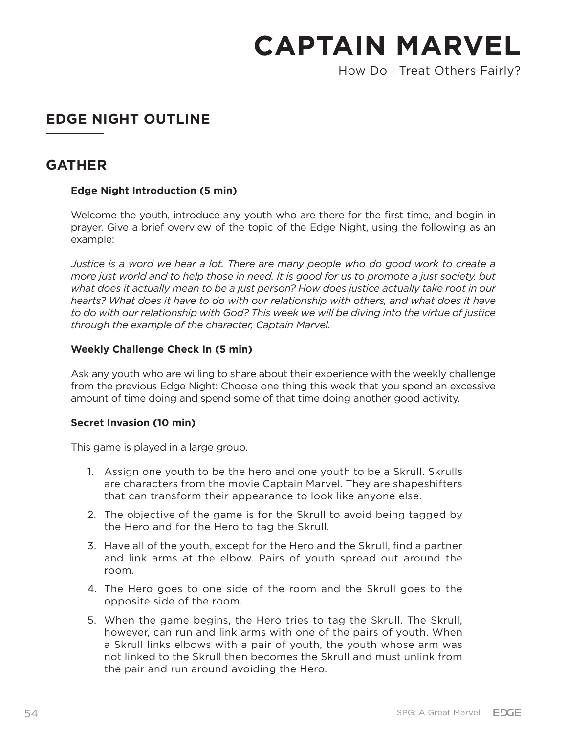# CAPTAIN MARVEL

How Do I Treat Others Fairly?

## EDGE NIGHT OUTLINE

## GATHER

**Edge Night Introduction (5 min)**

Welcome the youth, introduce any youth who are there for the first time, and begin in prayer. Give a brief overview of the topic of the Edge Night, using the following as an example:

*Justice is a word we hear a lot. There are many people who do good work to create a more just world and to help those in need. It is good for us to promote a just society, but what does it actually mean to be a just person? How does justice actually take root in our hearts? What does it have to do with our relationship with others, and what does it have to do with our relationship with God? This week we will be diving into the virtue of justice through the example of the character, Captain Marvel.*

**Weekly Challenge Check In (5 min)**

Ask any youth who are willing to share about their experience with the weekly challenge from the previous Edge Night: Choose one thing this week that you spend an excessive amount of time doing and spend some of that time doing another good activity.

**Secret Invasion (10 min)**

This game is played in a large group.

1. Assign one youth to be the hero and one youth to be a Skrull. Skrulls are characters from the movie Captain Marvel. They are shapeshifters that can transform their appearance to look like anyone else.
2. The objective of the game is for the Skrull to avoid being tagged by the Hero and for the Hero to tag the Skrull.
3. Have all of the youth, except for the Hero and the Skrull, find a partner and link arms at the elbow. Pairs of youth spread out around the room.
4. The Hero goes to one side of the room and the Skrull goes to the opposite side of the room.
5. When the game begins, the Hero tries to tag the Skrull. The Skrull, however, can run and link arms with one of the pairs of youth. When a Skrull links elbows with a pair of youth, the youth whose arm was not linked to the Skrull then becomes the Skrull and must unlink from the pair and run around avoiding the Hero.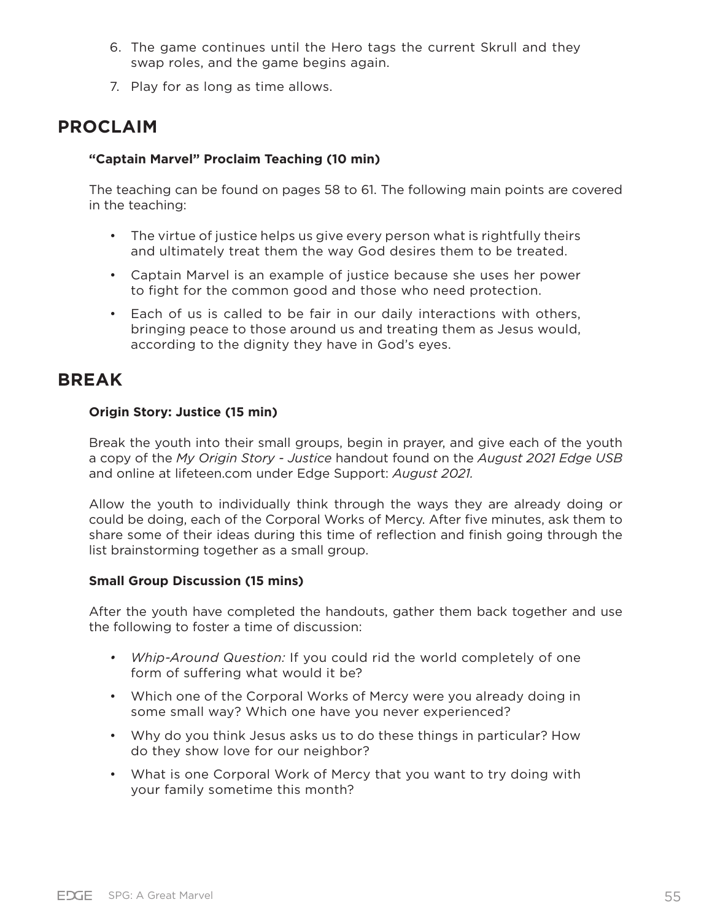6. The game continues until the Hero tags the current Skrull and they swap roles, and the game begins again.
7. Play for as long as time allows.

## PROCLAIM

**"Captain Marvel" Proclaim Teaching (10 min)**

The teaching can be found on pages 58 to 61. The following main points are covered in the teaching:

- The virtue of justice helps us give every person what is rightfully theirs and ultimately treat them the way God desires them to be treated.
- Captain Marvel is an example of justice because she uses her power to fight for the common good and those who need protection.
- Each of us is called to be fair in our daily interactions with others, bringing peace to those around us and treating them as Jesus would, according to the dignity they have in God's eyes.

## BREAK

**Origin Story: Justice (15 min)**

Break the youth into their small groups, begin in prayer, and give each of the youth a copy of the *My Origin Story - Justice* handout found on the *August 2021 Edge USB* and online at lifeteen.com under Edge Support: *August 2021.*

Allow the youth to individually think through the ways they are already doing or could be doing, each of the Corporal Works of Mercy. After five minutes, ask them to share some of their ideas during this time of reflection and finish going through the list brainstorming together as a small group.

**Small Group Discussion (15 mins)**

After the youth have completed the handouts, gather them back together and use the following to foster a time of discussion:

- *Whip-Around Question:* If you could rid the world completely of one form of suffering what would it be?
- Which one of the Corporal Works of Mercy were you already doing in some small way? Which one have you never experienced?
- Why do you think Jesus asks us to do these things in particular? How do they show love for our neighbor?
- What is one Corporal Work of Mercy that you want to try doing with your family sometime this month?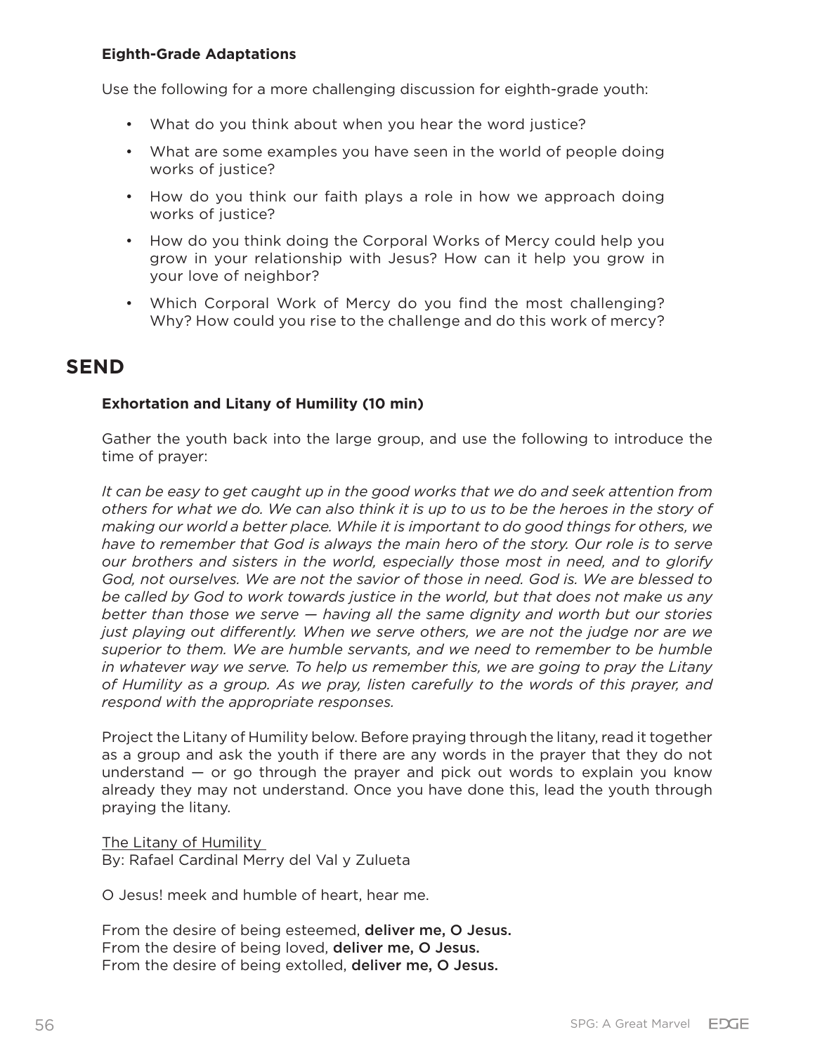**Eighth-Grade Adaptations**

Use the following for a more challenging discussion for eighth-grade youth:

- What do you think about when you hear the word justice?
- What are some examples you have seen in the world of people doing works of justice?
- How do you think our faith plays a role in how we approach doing works of justice?
- How do you think doing the Corporal Works of Mercy could help you grow in your relationship with Jesus? How can it help you grow in your love of neighbor?
- Which Corporal Work of Mercy do you find the most challenging? Why? How could you rise to the challenge and do this work of mercy?

## SEND

**Exhortation and Litany of Humility (10 min)**

Gather the youth back into the large group, and use the following to introduce the time of prayer:

*It can be easy to get caught up in the good works that we do and seek attention from others for what we do. We can also think it is up to us to be the heroes in the story of making our world a better place. While it is important to do good things for others, we have to remember that God is always the main hero of the story. Our role is to serve our brothers and sisters in the world, especially those most in need, and to glorify God, not ourselves. We are not the savior of those in need. God is. We are blessed to be called by God to work towards justice in the world, but that does not make us any better than those we serve — having all the same dignity and worth but our stories just playing out differently. When we serve others, we are not the judge nor are we superior to them. We are humble servants, and we need to remember to be humble in whatever way we serve. To help us remember this, we are going to pray the Litany of Humility as a group. As we pray, listen carefully to the words of this prayer, and respond with the appropriate responses.*

Project the Litany of Humility below. Before praying through the litany, read it together as a group and ask the youth if there are any words in the prayer that they do not understand — or go through the prayer and pick out words to explain you know already they may not understand. Once you have done this, lead the youth through praying the litany.

The Litany of Humility
By: Rafael Cardinal Merry del Val y Zulueta

O Jesus! meek and humble of heart, hear me.

From the desire of being esteemed, **deliver me, O Jesus.**
From the desire of being loved, **deliver me, O Jesus.**
From the desire of being extolled, **deliver me, O Jesus.**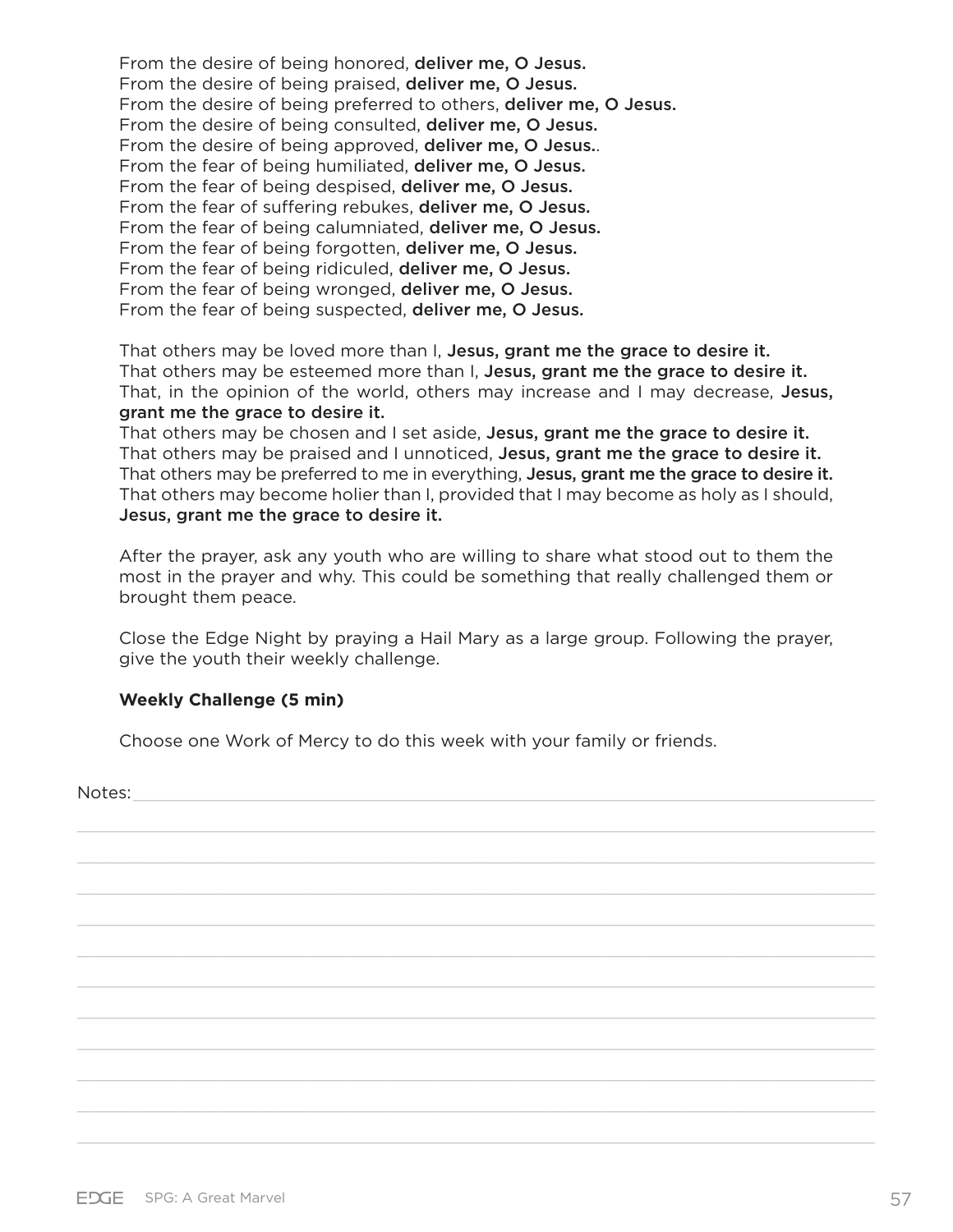From the desire of being honored, **deliver me, O Jesus.**
From the desire of being praised, **deliver me, O Jesus.**
From the desire of being preferred to others, **deliver me, O Jesus.**
From the desire of being consulted, **deliver me, O Jesus.**
From the desire of being approved, **deliver me, O Jesus.**.
From the fear of being humiliated, **deliver me, O Jesus.**
From the fear of being despised, **deliver me, O Jesus.**
From the fear of suffering rebukes, **deliver me, O Jesus.**
From the fear of being calumniated, **deliver me, O Jesus.**
From the fear of being forgotten, **deliver me, O Jesus.**
From the fear of being ridiculed, **deliver me, O Jesus.**
From the fear of being wronged, **deliver me, O Jesus.**
From the fear of being suspected, **deliver me, O Jesus.**

That others may be loved more than I, **Jesus, grant me the grace to desire it.**
That others may be esteemed more than I, **Jesus, grant me the grace to desire it.**
That, in the opinion of the world, others may increase and I may decrease, **Jesus, grant me the grace to desire it.**
That others may be chosen and I set aside, **Jesus, grant me the grace to desire it.**
That others may be praised and I unnoticed, **Jesus, grant me the grace to desire it.**
That others may be preferred to me in everything, **Jesus, grant me the grace to desire it.**
That others may become holier than I, provided that I may become as holy as I should, **Jesus, grant me the grace to desire it.**

After the prayer, ask any youth who are willing to share what stood out to them the most in the prayer and why. This could be something that really challenged them or brought them peace.

Close the Edge Night by praying a Hail Mary as a large group. Following the prayer, give the youth their weekly challenge.

**Weekly Challenge (5 min)**

Choose one Work of Mercy to do this week with your family or friends.

Notes: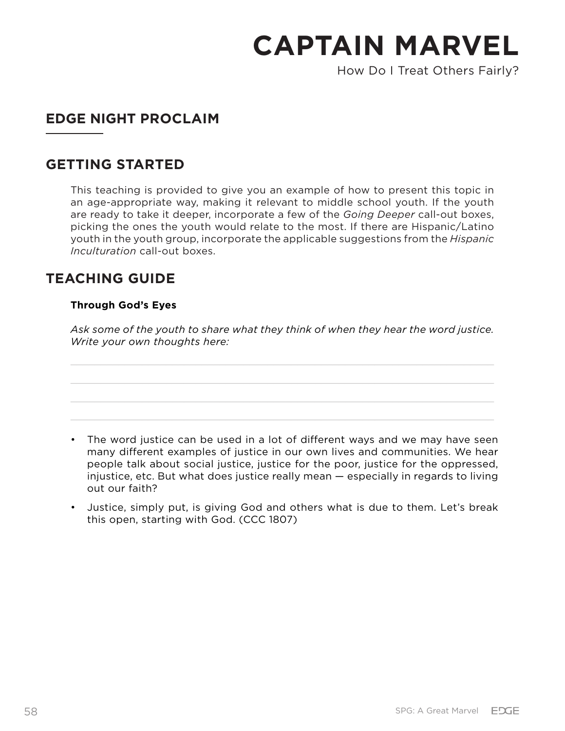# CAPTAIN MARVEL

How Do I Treat Others Fairly?

## EDGE NIGHT PROCLAIM

## GETTING STARTED

This teaching is provided to give you an example of how to present this topic in an age-appropriate way, making it relevant to middle school youth. If the youth are ready to take it deeper, incorporate a few of the *Going Deeper* call-out boxes, picking the ones the youth would relate to the most. If there are Hispanic/Latino youth in the youth group, incorporate the applicable suggestions from the *Hispanic Inculturation* call-out boxes.

## TEACHING GUIDE

**Through God's Eyes**

*Ask some of the youth to share what they think of when they hear the word justice. Write your own thoughts here:*

______________________________________________________________

______________________________________________________________

______________________________________________________________

______________________________________________________________

- The word justice can be used in a lot of different ways and we may have seen many different examples of justice in our own lives and communities. We hear people talk about social justice, justice for the poor, justice for the oppressed, injustice, etc. But what does justice really mean — especially in regards to living out our faith?
- Justice, simply put, is giving God and others what is due to them. Let's break this open, starting with God. (CCC 1807)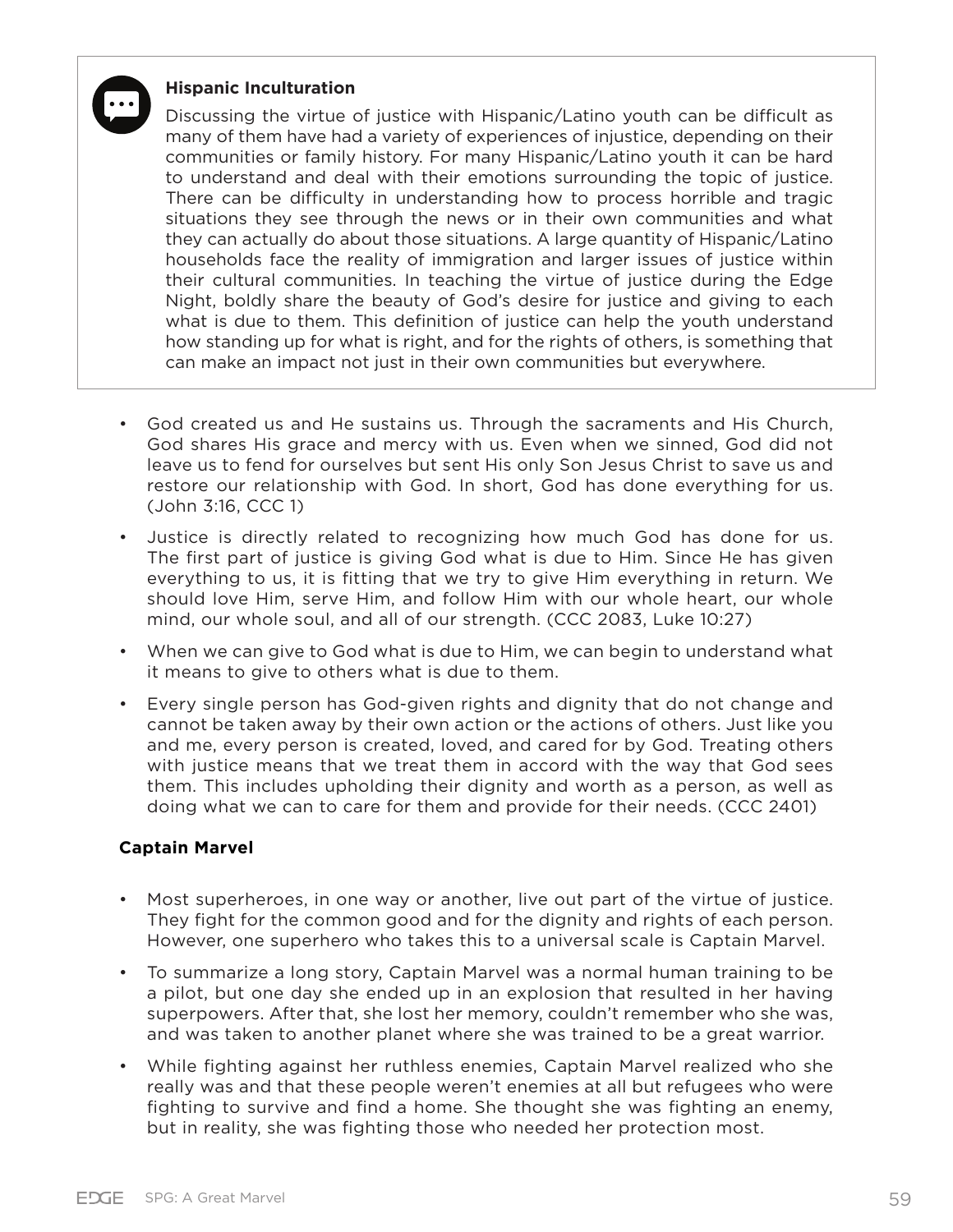**Hispanic Inculturation**

Discussing the virtue of justice with Hispanic/Latino youth can be difficult as many of them have had a variety of experiences of injustice, depending on their communities or family history. For many Hispanic/Latino youth it can be hard to understand and deal with their emotions surrounding the topic of justice. There can be difficulty in understanding how to process horrible and tragic situations they see through the news or in their own communities and what they can actually do about those situations. A large quantity of Hispanic/Latino households face the reality of immigration and larger issues of justice within their cultural communities. In teaching the virtue of justice during the Edge Night, boldly share the beauty of God's desire for justice and giving to each what is due to them. This definition of justice can help the youth understand how standing up for what is right, and for the rights of others, is something that can make an impact not just in their own communities but everywhere.

- God created us and He sustains us. Through the sacraments and His Church, God shares His grace and mercy with us. Even when we sinned, God did not leave us to fend for ourselves but sent His only Son Jesus Christ to save us and restore our relationship with God. In short, God has done everything for us. (John 3:16, CCC 1)
- Justice is directly related to recognizing how much God has done for us. The first part of justice is giving God what is due to Him. Since He has given everything to us, it is fitting that we try to give Him everything in return. We should love Him, serve Him, and follow Him with our whole heart, our whole mind, our whole soul, and all of our strength. (CCC 2083, Luke 10:27)
- When we can give to God what is due to Him, we can begin to understand what it means to give to others what is due to them.
- Every single person has God-given rights and dignity that do not change and cannot be taken away by their own action or the actions of others. Just like you and me, every person is created, loved, and cared for by God. Treating others with justice means that we treat them in accord with the way that God sees them. This includes upholding their dignity and worth as a person, as well as doing what we can to care for them and provide for their needs. (CCC 2401)

**Captain Marvel**

- Most superheroes, in one way or another, live out part of the virtue of justice. They fight for the common good and for the dignity and rights of each person. However, one superhero who takes this to a universal scale is Captain Marvel.
- To summarize a long story, Captain Marvel was a normal human training to be a pilot, but one day she ended up in an explosion that resulted in her having superpowers. After that, she lost her memory, couldn't remember who she was, and was taken to another planet where she was trained to be a great warrior.
- While fighting against her ruthless enemies, Captain Marvel realized who she really was and that these people weren't enemies at all but refugees who were fighting to survive and find a home. She thought she was fighting an enemy, but in reality, she was fighting those who needed her protection most.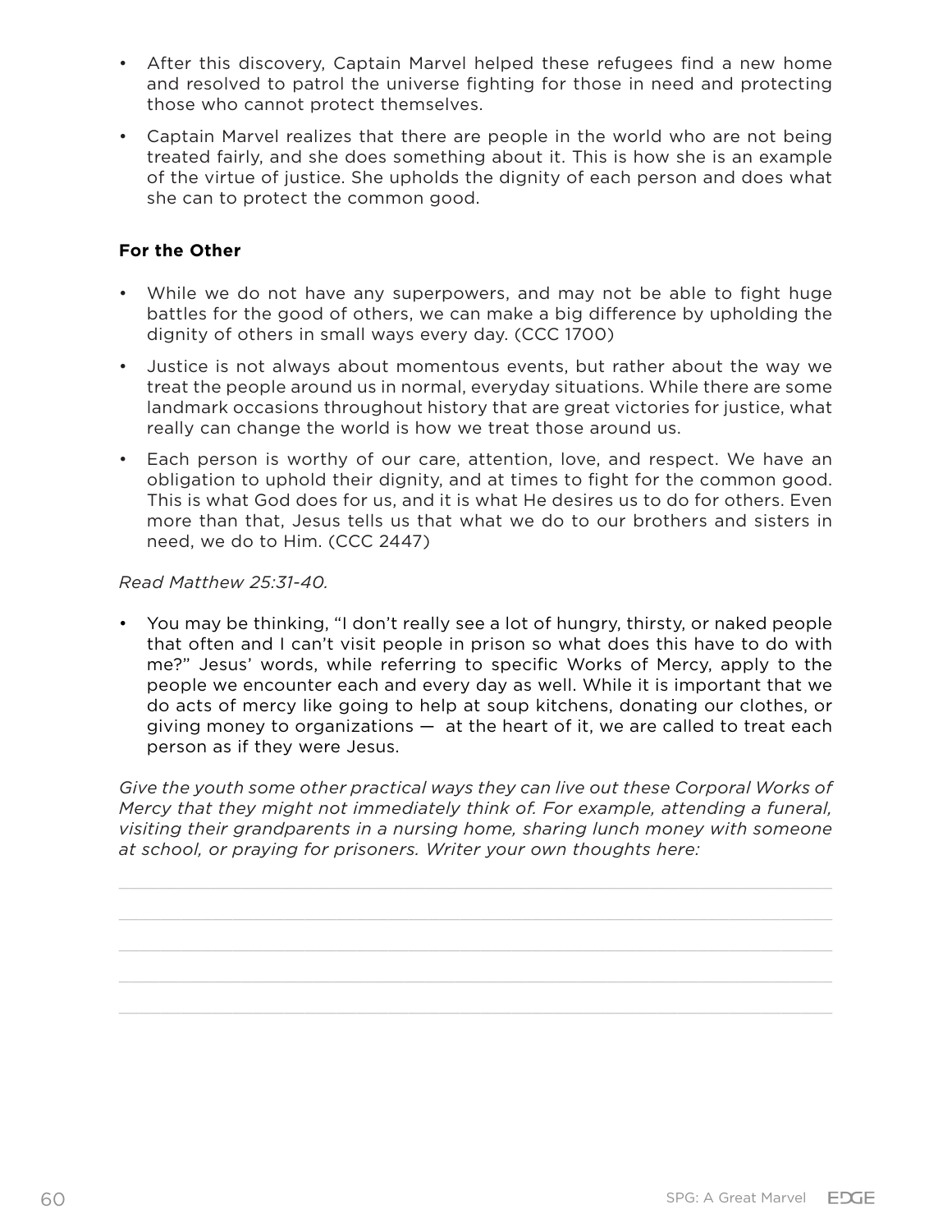- After this discovery, Captain Marvel helped these refugees find a new home and resolved to patrol the universe fighting for those in need and protecting those who cannot protect themselves.
- Captain Marvel realizes that there are people in the world who are not being treated fairly, and she does something about it. This is how she is an example of the virtue of justice. She upholds the dignity of each person and does what she can to protect the common good.

**For the Other**

- While we do not have any superpowers, and may not be able to fight huge battles for the good of others, we can make a big difference by upholding the dignity of others in small ways every day. (CCC 1700)
- Justice is not always about momentous events, but rather about the way we treat the people around us in normal, everyday situations. While there are some landmark occasions throughout history that are great victories for justice, what really can change the world is how we treat those around us.
- Each person is worthy of our care, attention, love, and respect. We have an obligation to uphold their dignity, and at times to fight for the common good. This is what God does for us, and it is what He desires us to do for others. Even more than that, Jesus tells us that what we do to our brothers and sisters in need, we do to Him. (CCC 2447)

*Read Matthew 25:31-40.*

- You may be thinking, "I don't really see a lot of hungry, thirsty, or naked people that often and I can't visit people in prison so what does this have to do with me?" Jesus' words, while referring to specific Works of Mercy, apply to the people we encounter each and every day as well. While it is important that we do acts of mercy like going to help at soup kitchens, donating our clothes, or giving money to organizations — at the heart of it, we are called to treat each person as if they were Jesus.

*Give the youth some other practical ways they can live out these Corporal Works of Mercy that they might not immediately think of. For example, attending a funeral, visiting their grandparents in a nursing home, sharing lunch money with someone at school, or praying for prisoners. Writer your own thoughts here:*

\_\_\_\_\_\_\_\_\_\_\_\_\_\_\_\_\_\_\_\_\_\_\_\_\_\_\_\_\_\_\_\_\_\_\_\_\_\_\_\_\_\_\_\_\_\_\_\_\_\_\_\_\_\_\_\_\_\_\_\_\_\_\_\_

\_\_\_\_\_\_\_\_\_\_\_\_\_\_\_\_\_\_\_\_\_\_\_\_\_\_\_\_\_\_\_\_\_\_\_\_\_\_\_\_\_\_\_\_\_\_\_\_\_\_\_\_\_\_\_\_\_\_\_\_\_\_\_\_

\_\_\_\_\_\_\_\_\_\_\_\_\_\_\_\_\_\_\_\_\_\_\_\_\_\_\_\_\_\_\_\_\_\_\_\_\_\_\_\_\_\_\_\_\_\_\_\_\_\_\_\_\_\_\_\_\_\_\_\_\_\_\_\_

\_\_\_\_\_\_\_\_\_\_\_\_\_\_\_\_\_\_\_\_\_\_\_\_\_\_\_\_\_\_\_\_\_\_\_\_\_\_\_\_\_\_\_\_\_\_\_\_\_\_\_\_\_\_\_\_\_\_\_\_\_\_\_\_

\_\_\_\_\_\_\_\_\_\_\_\_\_\_\_\_\_\_\_\_\_\_\_\_\_\_\_\_\_\_\_\_\_\_\_\_\_\_\_\_\_\_\_\_\_\_\_\_\_\_\_\_\_\_\_\_\_\_\_\_\_\_\_\_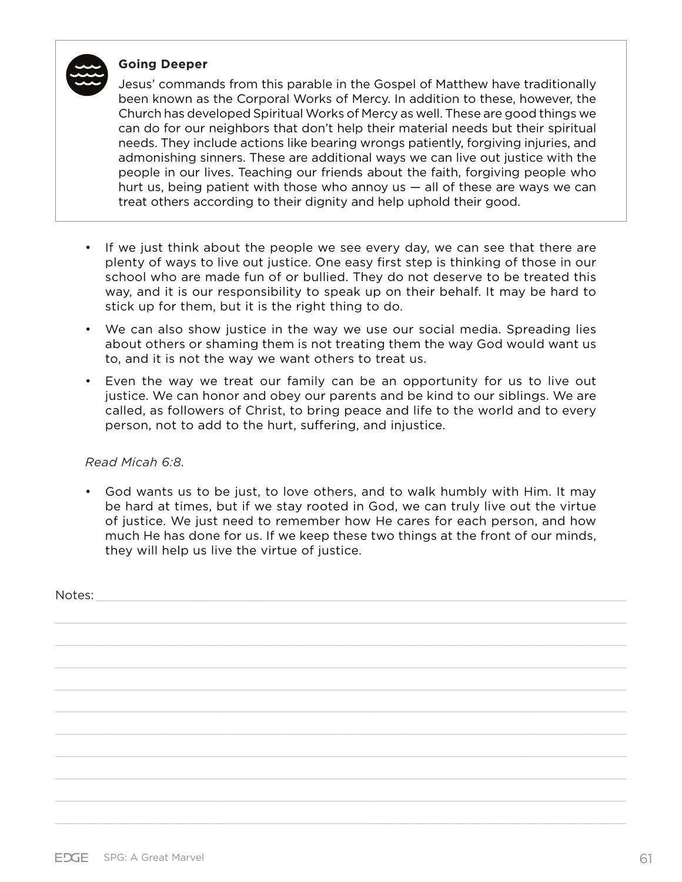### Going Deeper

Jesus' commands from this parable in the Gospel of Matthew have traditionally been known as the Corporal Works of Mercy. In addition to these, however, the Church has developed Spiritual Works of Mercy as well. These are good things we can do for our neighbors that don't help their material needs but their spiritual needs. They include actions like bearing wrongs patiently, forgiving injuries, and admonishing sinners. These are additional ways we can live out justice with the people in our lives. Teaching our friends about the faith, forgiving people who hurt us, being patient with those who annoy us — all of these are ways we can treat others according to their dignity and help uphold their good.

- If we just think about the people we see every day, we can see that there are plenty of ways to live out justice. One easy first step is thinking of those in our school who are made fun of or bullied. They do not deserve to be treated this way, and it is our responsibility to speak up on their behalf. It may be hard to stick up for them, but it is the right thing to do.
- We can also show justice in the way we use our social media. Spreading lies about others or shaming them is not treating them the way God would want us to, and it is not the way we want others to treat us.
- Even the way we treat our family can be an opportunity for us to live out justice. We can honor and obey our parents and be kind to our siblings. We are called, as followers of Christ, to bring peace and life to the world and to every person, not to add to the hurt, suffering, and injustice.

*Read Micah 6:8.*

- God wants us to be just, to love others, and to walk humbly with Him. It may be hard at times, but if we stay rooted in God, we can truly live out the virtue of justice. We just need to remember how He cares for each person, and how much He has done for us. If we keep these two things at the front of our minds, they will help us live the virtue of justice.

Notes: